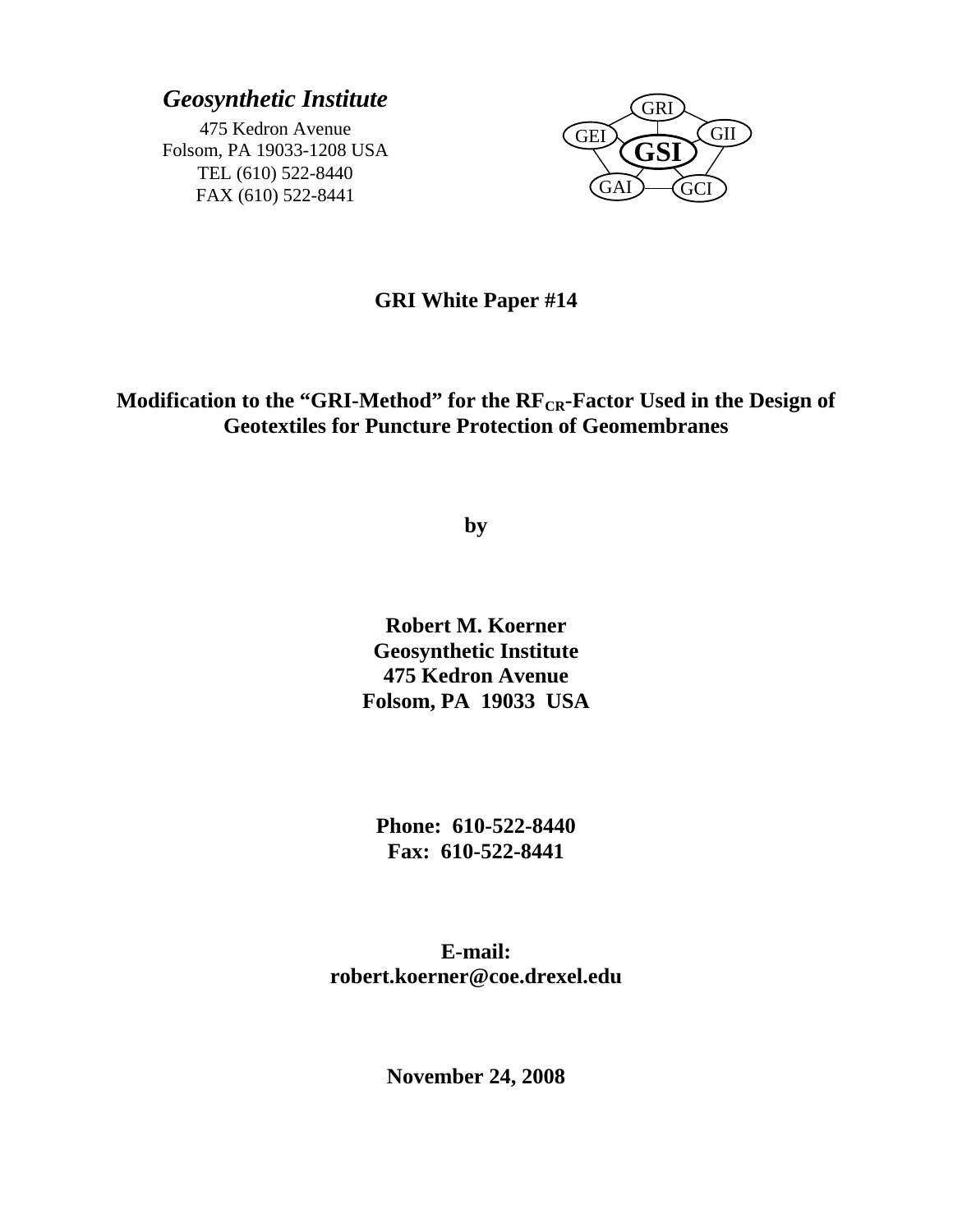*Geosynthetic Institute*

475 Kedron Avenue
Folsom, PA 19033-1208 USA
TEL (610) 522-8440
FAX (610) 522-8441

GRI GEI GII GSI GAI GCI

**GRI White Paper #14**

# Modification to the "GRI-Method" for the $RF_{CR}$-Factor Used in the Design of Geotextiles for Puncture Protection of Geomembranes

**by**

**Robert M. Koerner**
**Geosynthetic Institute**
**475 Kedron Avenue**
**Folsom, PA 19033 USA**

**Phone: 610-522-8440**
**Fax: 610-522-8441**

**E-mail:**
**robert.koerner@coe.drexel.edu**

**November 24, 2008**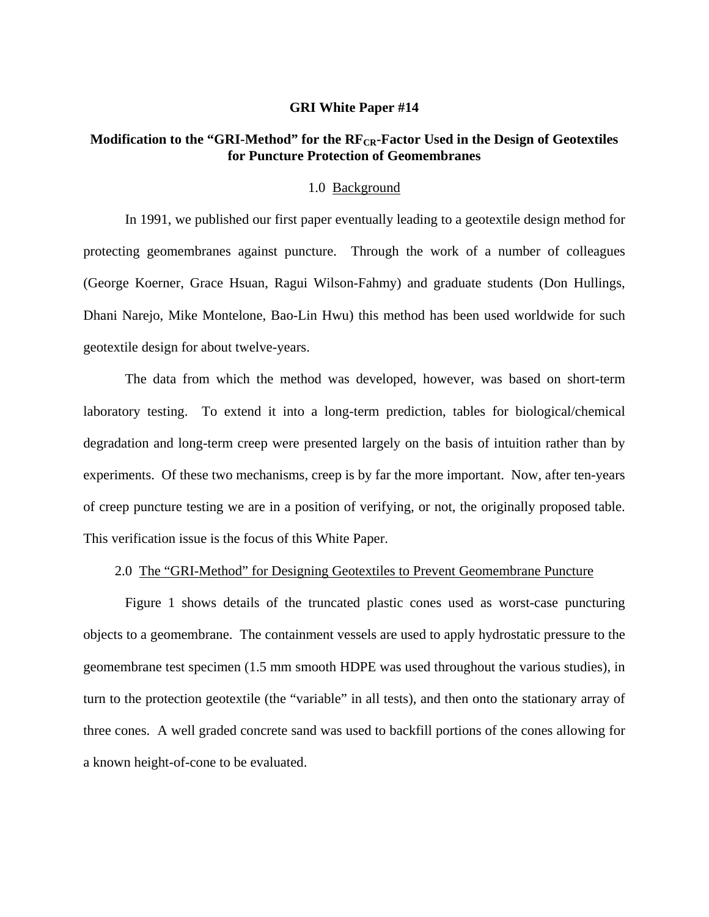**GRI White Paper #14**

**Modification to the "GRI-Method" for the $RF_{CR}$-Factor Used in the Design of Geotextiles for Puncture Protection of Geomembranes**

## 1.0 Background

In 1991, we published our first paper eventually leading to a geotextile design method for protecting geomembranes against puncture. Through the work of a number of colleagues (George Koerner, Grace Hsuan, Ragui Wilson-Fahmy) and graduate students (Don Hullings, Dhani Narejo, Mike Montelone, Bao-Lin Hwu) this method has been used worldwide for such geotextile design for about twelve-years.

The data from which the method was developed, however, was based on short-term laboratory testing. To extend it into a long-term prediction, tables for biological/chemical degradation and long-term creep were presented largely on the basis of intuition rather than by experiments. Of these two mechanisms, creep is by far the more important. Now, after ten-years of creep puncture testing we are in a position of verifying, or not, the originally proposed table. This verification issue is the focus of this White Paper.

## 2.0 The "GRI-Method" for Designing Geotextiles to Prevent Geomembrane Puncture

Figure 1 shows details of the truncated plastic cones used as worst-case puncturing objects to a geomembrane. The containment vessels are used to apply hydrostatic pressure to the geomembrane test specimen (1.5 mm smooth HDPE was used throughout the various studies), in turn to the protection geotextile (the "variable" in all tests), and then onto the stationary array of three cones. A well graded concrete sand was used to backfill portions of the cones allowing for a known height-of-cone to be evaluated.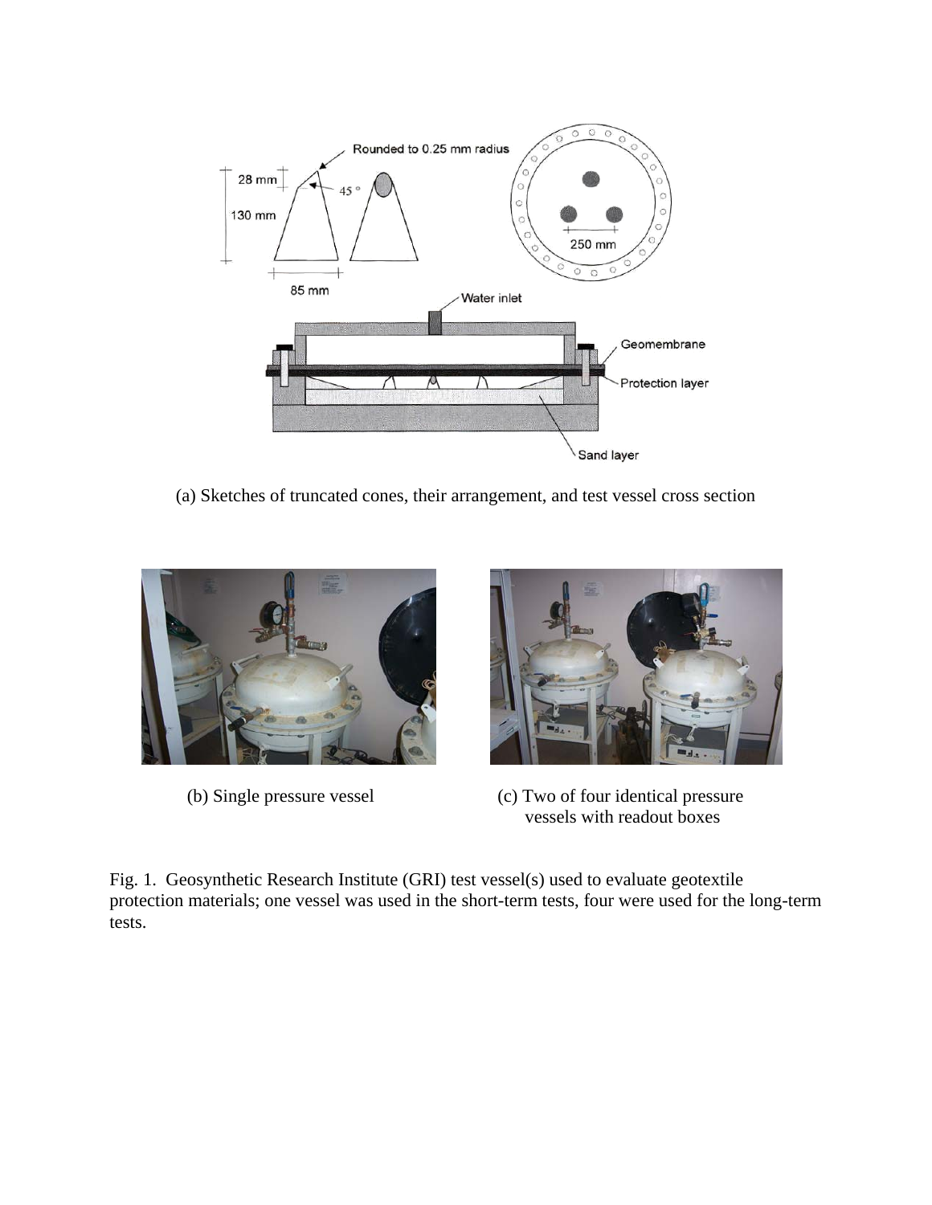(a) Sketches of truncated cones, their arrangement, and test vessel cross section

(b) Single pressure vessel

(c) Two of four identical pressure vessels with readout boxes

Fig. 1. Geosynthetic Research Institute (GRI) test vessel(s) used to evaluate geotextile protection materials; one vessel was used in the short-term tests, four were used for the long-term tests.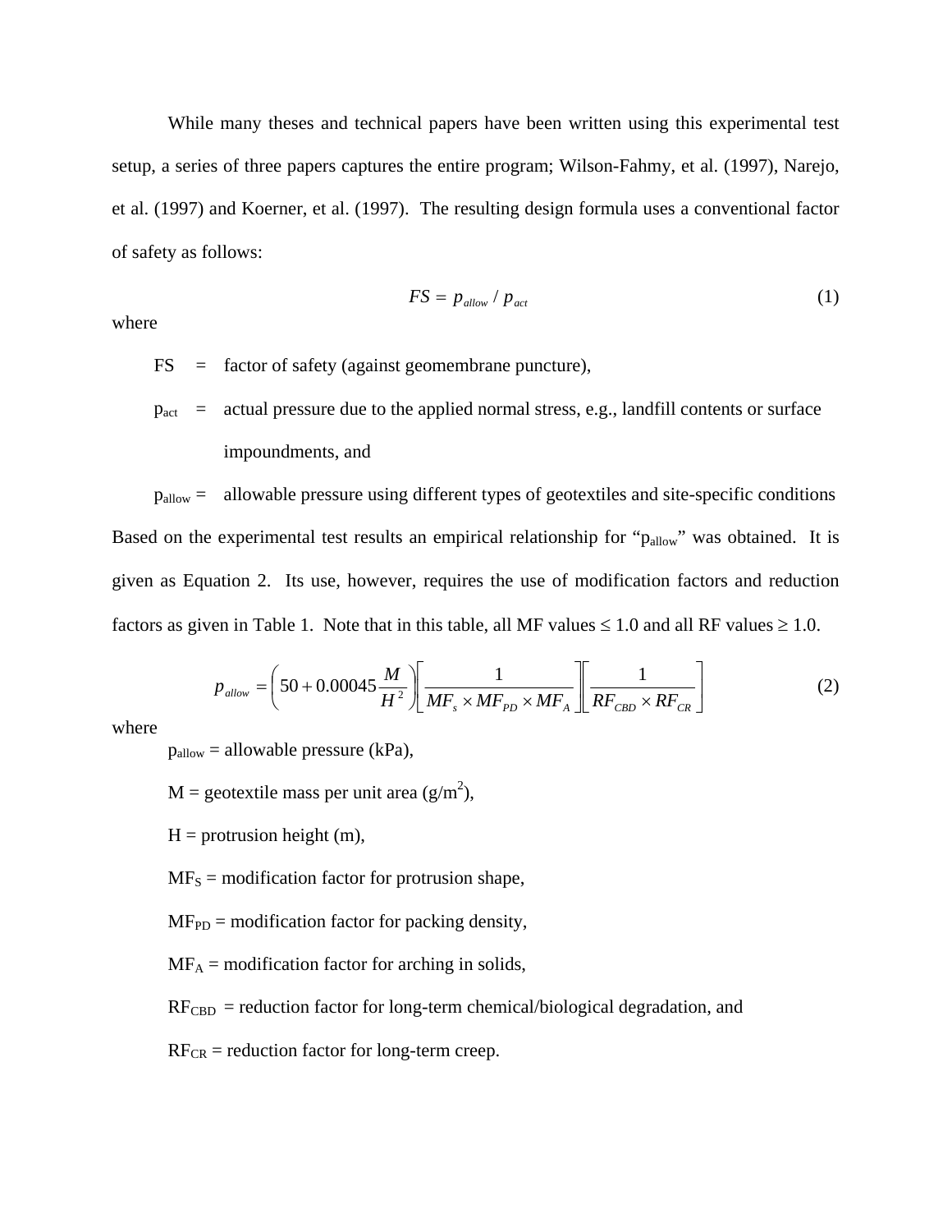While many theses and technical papers have been written using this experimental test setup, a series of three papers captures the entire program; Wilson-Fahmy, et al. (1997), Narejo, et al. (1997) and Koerner, et al. (1997). The resulting design formula uses a conventional factor of safety as follows:

$$FS = p_{allow} / p_{act} \tag{1}$$

where

- FS = factor of safety (against geomembrane puncture),
- $p_{act}$ = actual pressure due to the applied normal stress, e.g., landfill contents or surface impoundments, and
- $p_{allow}$ = allowable pressure using different types of geotextiles and site-specific conditions

Based on the experimental test results an empirical relationship for "$p_{allow}$" was obtained. It is given as Equation 2. Its use, however, requires the use of modification factors and reduction factors as given in Table 1. Note that in this table, all MF values ≤ 1.0 and all RF values ≥ 1.0.

$$p_{allow} = \left(50 + 0.00045\frac{M}{H^2}\right)\left[\frac{1}{MF_s \times MF_{PD} \times MF_A}\right]\left[\frac{1}{RF_{CBD} \times RF_{CR}}\right] \tag{2}$$

where

- $p_{allow}$ = allowable pressure (kPa),
- M = geotextile mass per unit area (g/m$^2$),
- H = protrusion height (m),
- $MF_S$ = modification factor for protrusion shape,
- $MF_{PD}$ = modification factor for packing density,
- $MF_A$ = modification factor for arching in solids,
- $RF_{CBD}$ = reduction factor for long-term chemical/biological degradation, and
- $RF_{CR}$ = reduction factor for long-term creep.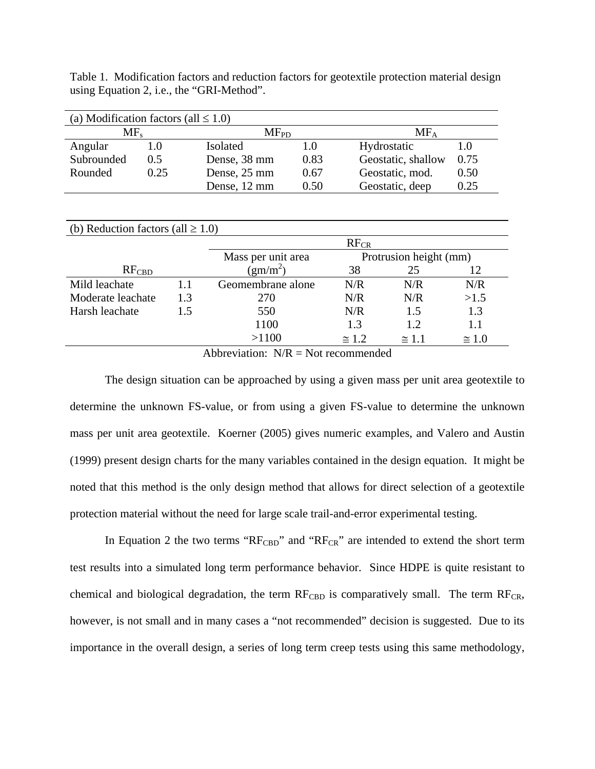Table 1. Modification factors and reduction factors for geotextile protection material design using Equation 2, i.e., the "GRI-Method".

| (a) Modification factors (all ≤ 1.0) | | | | | |
|---|---|---|---|---|---|
| $MF_s$ | | $MF_{PD}$ | | $MF_A$ | |
| Angular | 1.0 | Isolated | 1.0 | Hydrostatic | 1.0 |
| Subrounded | 0.5 | Dense, 38 mm | 0.83 | Geostatic, shallow | 0.75 |
| Rounded | 0.25 | Dense, 25 mm | 0.67 | Geostatic, mod. | 0.50 |
| | | Dense, 12 mm | 0.50 | Geostatic, deep | 0.25 |

| (b) Reduction factors (all ≥ 1.0) | | | | | |
|---|---|---|---|---|---|
| | | $RF_{CR}$ | | | |
| | | Mass per unit area | Protrusion height (mm) | | |
| $RF_{CBD}$ | | $(gm/m^2)$ | 38 | 25 | 12 |
| Mild leachate | 1.1 | Geomembrane alone | N/R | N/R | N/R |
| Moderate leachate | 1.3 | 270 | N/R | N/R | >1.5 |
| Harsh leachate | 1.5 | 550 | N/R | 1.5 | 1.3 |
| | | 1100 | 1.3 | 1.2 | 1.1 |
| | | >1100 | ≅ 1.2 | ≅ 1.1 | ≅ 1.0 |

Abbreviation: N/R = Not recommended

The design situation can be approached by using a given mass per unit area geotextile to determine the unknown FS-value, or from using a given FS-value to determine the unknown mass per unit area geotextile. Koerner (2005) gives numeric examples, and Valero and Austin (1999) present design charts for the many variables contained in the design equation. It might be noted that this method is the only design method that allows for direct selection of a geotextile protection material without the need for large scale trail-and-error experimental testing.

In Equation 2 the two terms "$RF_{CBD}$" and "$RF_{CR}$" are intended to extend the short term test results into a simulated long term performance behavior. Since HDPE is quite resistant to chemical and biological degradation, the term $RF_{CBD}$ is comparatively small. The term $RF_{CR}$, however, is not small and in many cases a "not recommended" decision is suggested. Due to its importance in the overall design, a series of long term creep tests using this same methodology,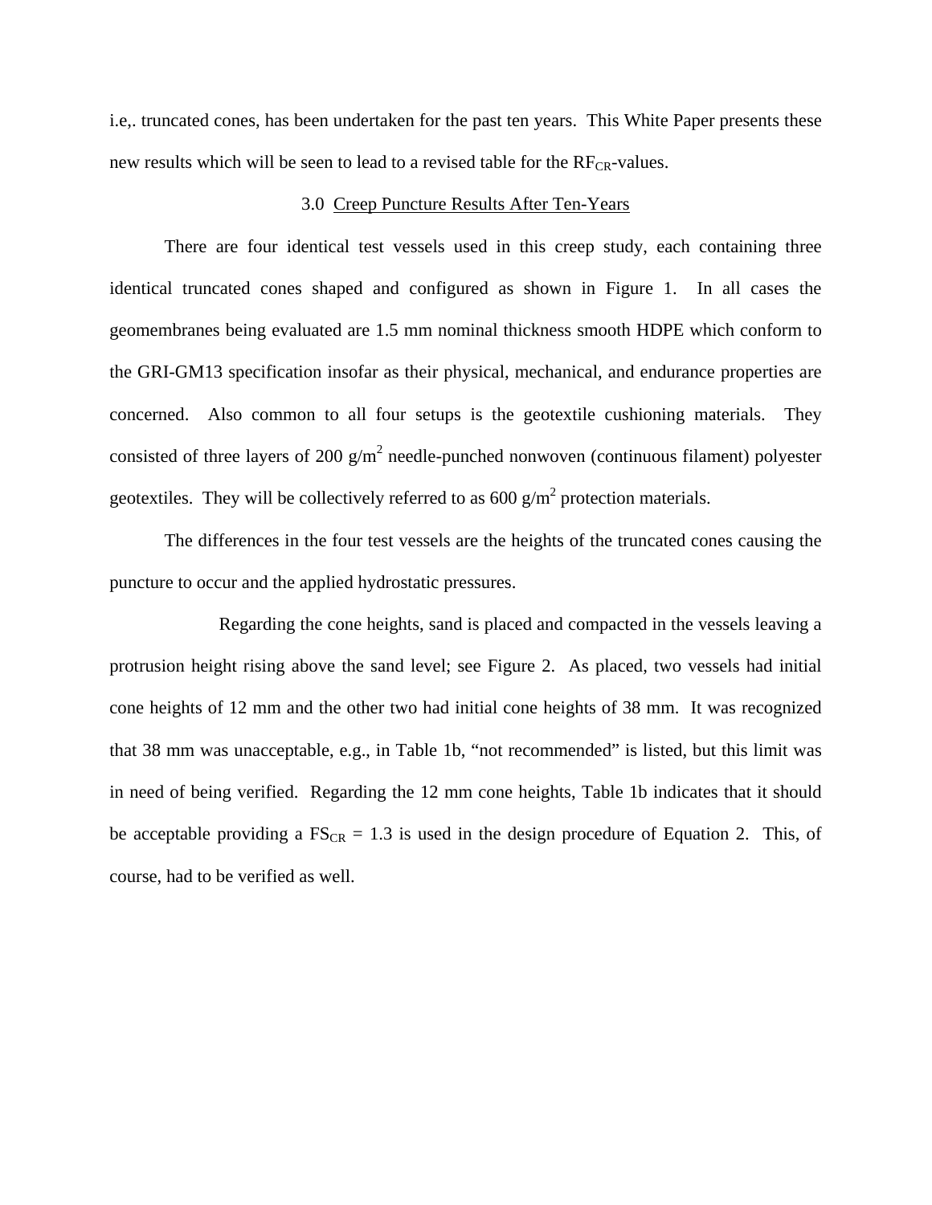i.e,. truncated cones, has been undertaken for the past ten years. This White Paper presents these new results which will be seen to lead to a revised table for the $RF_{CR}$-values.

## 3.0 Creep Puncture Results After Ten-Years

There are four identical test vessels used in this creep study, each containing three identical truncated cones shaped and configured as shown in Figure 1. In all cases the geomembranes being evaluated are 1.5 mm nominal thickness smooth HDPE which conform to the GRI-GM13 specification insofar as their physical, mechanical, and endurance properties are concerned. Also common to all four setups is the geotextile cushioning materials. They consisted of three layers of 200 $g/m^2$ needle-punched nonwoven (continuous filament) polyester geotextiles. They will be collectively referred to as 600 $g/m^2$ protection materials.

The differences in the four test vessels are the heights of the truncated cones causing the puncture to occur and the applied hydrostatic pressures.

Regarding the cone heights, sand is placed and compacted in the vessels leaving a protrusion height rising above the sand level; see Figure 2. As placed, two vessels had initial cone heights of 12 mm and the other two had initial cone heights of 38 mm. It was recognized that 38 mm was unacceptable, e.g., in Table 1b, "not recommended" is listed, but this limit was in need of being verified. Regarding the 12 mm cone heights, Table 1b indicates that it should be acceptable providing a $FS_{CR}$ = 1.3 is used in the design procedure of Equation 2. This, of course, had to be verified as well.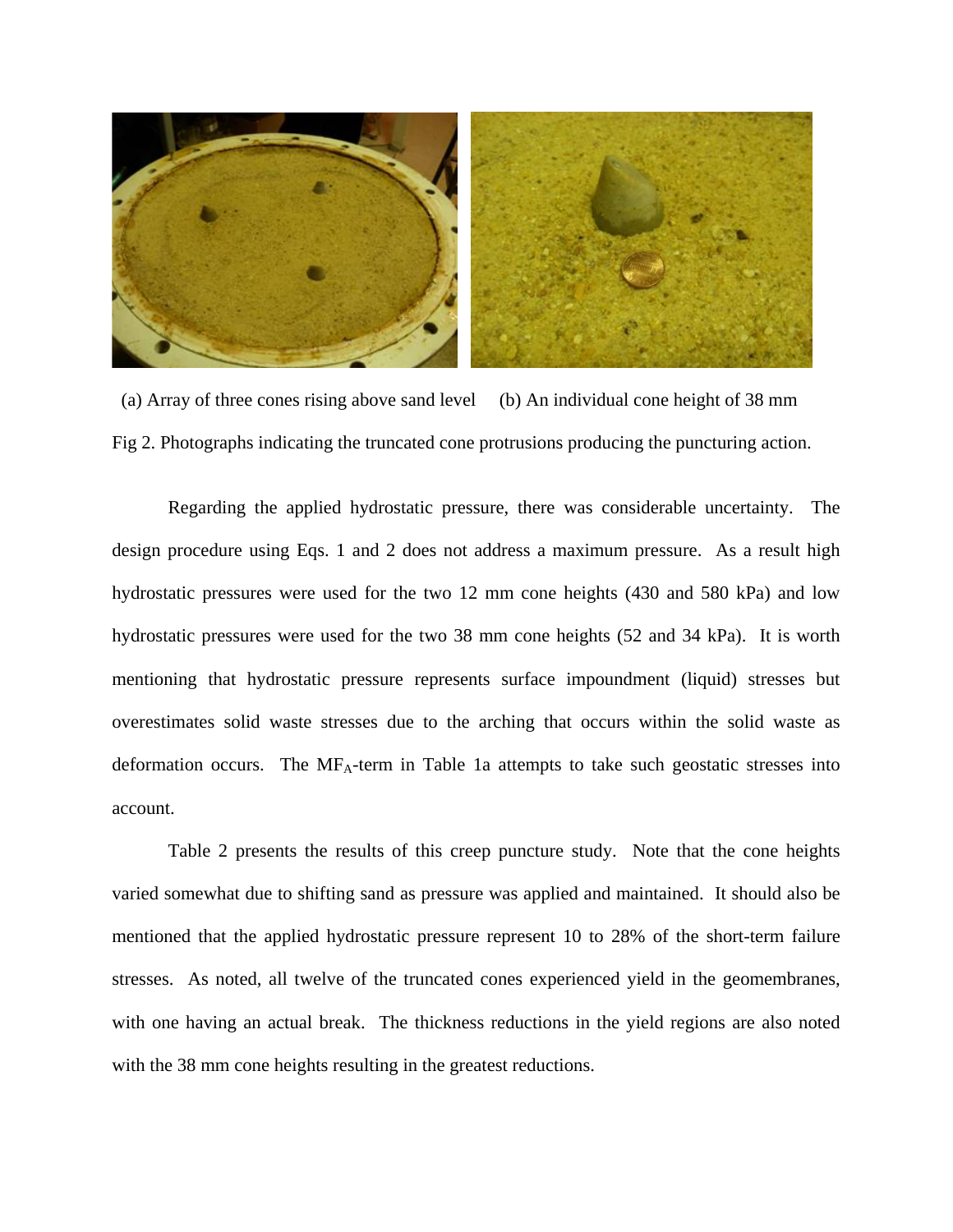(a) Array of three cones rising above sand level (b) An individual cone height of 38 mm

Fig 2. Photographs indicating the truncated cone protrusions producing the puncturing action.

Regarding the applied hydrostatic pressure, there was considerable uncertainty. The design procedure using Eqs. 1 and 2 does not address a maximum pressure. As a result high hydrostatic pressures were used for the two 12 mm cone heights (430 and 580 kPa) and low hydrostatic pressures were used for the two 38 mm cone heights (52 and 34 kPa). It is worth mentioning that hydrostatic pressure represents surface impoundment (liquid) stresses but overestimates solid waste stresses due to the arching that occurs within the solid waste as deformation occurs. The $MF_A$-term in Table 1a attempts to take such geostatic stresses into account.

Table 2 presents the results of this creep puncture study. Note that the cone heights varied somewhat due to shifting sand as pressure was applied and maintained. It should also be mentioned that the applied hydrostatic pressure represent 10 to 28% of the short-term failure stresses. As noted, all twelve of the truncated cones experienced yield in the geomembranes, with one having an actual break. The thickness reductions in the yield regions are also noted with the 38 mm cone heights resulting in the greatest reductions.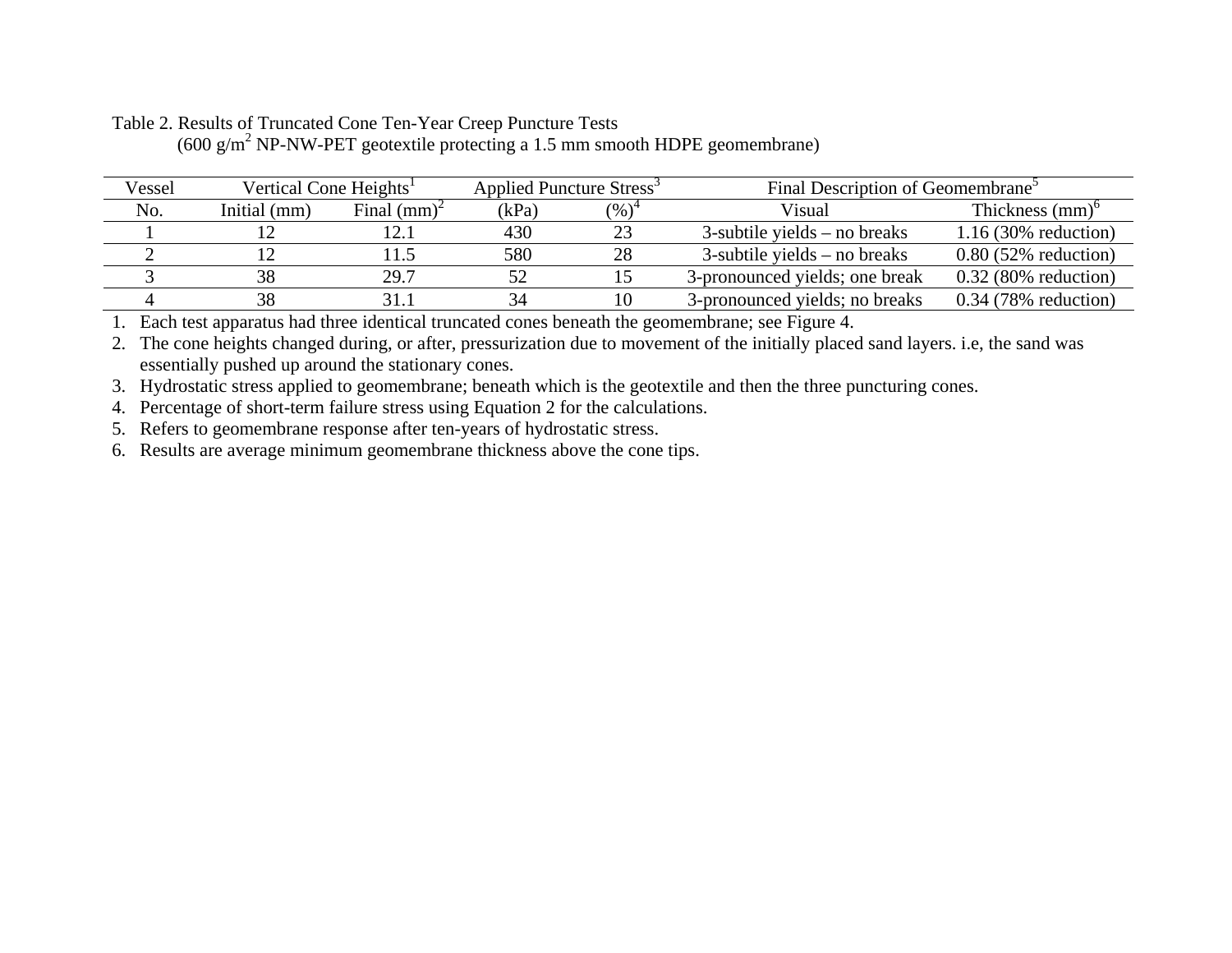Table 2. Results of Truncated Cone Ten-Year Creep Puncture Tests
(600 g/m$^2$ NP-NW-PET geotextile protecting a 1.5 mm smooth HDPE geomembrane)

| Vessel | Vertical Cone Heights[1] | | Applied Puncture Stress[3] | | Final Description of Geomembrane[5] | |
|---|---|---|---|---|---|---|
| No. | Initial (mm) | Final (mm)[2] | (kPa) | (%)[4] | Visual | Thickness (mm)[6] |
| 1 | 12 | 12.1 | 430 | 23 | 3-subtile yields – no breaks | 1.16 (30% reduction) |
| 2 | 12 | 11.5 | 580 | 28 | 3-subtile yields – no breaks | 0.80 (52% reduction) |
| 3 | 38 | 29.7 | 52 | 15 | 3-pronounced yields; one break | 0.32 (80% reduction) |
| 4 | 38 | 31.1 | 34 | 10 | 3-pronounced yields; no breaks | 0.34 (78% reduction) |

1. Each test apparatus had three identical truncated cones beneath the geomembrane; see Figure 4.
2. The cone heights changed during, or after, pressurization due to movement of the initially placed sand layers. i.e, the sand was essentially pushed up around the stationary cones.
3. Hydrostatic stress applied to geomembrane; beneath which is the geotextile and then the three puncturing cones.
4. Percentage of short-term failure stress using Equation 2 for the calculations.
5. Refers to geomembrane response after ten-years of hydrostatic stress.
6. Results are average minimum geomembrane thickness above the cone tips.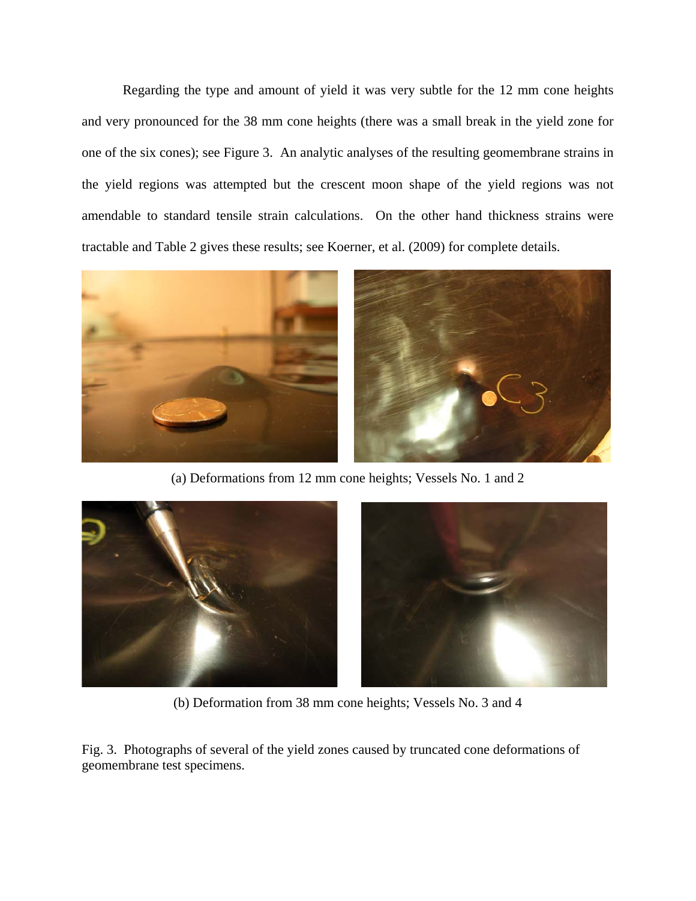Regarding the type and amount of yield it was very subtle for the 12 mm cone heights and very pronounced for the 38 mm cone heights (there was a small break in the yield zone for one of the six cones); see Figure 3. An analytic analyses of the resulting geomembrane strains in the yield regions was attempted but the crescent moon shape of the yield regions was not amendable to standard tensile strain calculations. On the other hand thickness strains were tractable and Table 2 gives these results; see Koerner, et al. (2009) for complete details.

(a) Deformations from 12 mm cone heights; Vessels No. 1 and 2

(b) Deformation from 38 mm cone heights; Vessels No. 3 and 4

Fig. 3. Photographs of several of the yield zones caused by truncated cone deformations of geomembrane test specimens.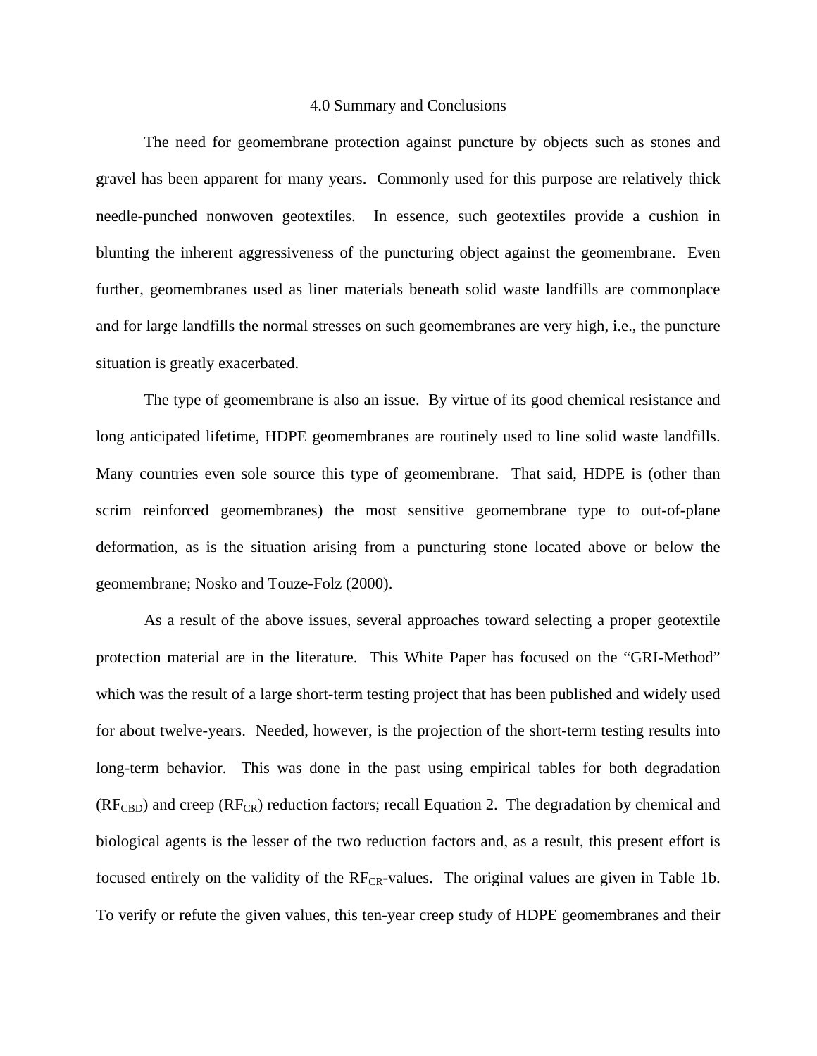## 4.0 Summary and Conclusions

The need for geomembrane protection against puncture by objects such as stones and gravel has been apparent for many years. Commonly used for this purpose are relatively thick needle-punched nonwoven geotextiles. In essence, such geotextiles provide a cushion in blunting the inherent aggressiveness of the puncturing object against the geomembrane. Even further, geomembranes used as liner materials beneath solid waste landfills are commonplace and for large landfills the normal stresses on such geomembranes are very high, i.e., the puncture situation is greatly exacerbated.

The type of geomembrane is also an issue. By virtue of its good chemical resistance and long anticipated lifetime, HDPE geomembranes are routinely used to line solid waste landfills. Many countries even sole source this type of geomembrane. That said, HDPE is (other than scrim reinforced geomembranes) the most sensitive geomembrane type to out-of-plane deformation, as is the situation arising from a puncturing stone located above or below the geomembrane; Nosko and Touze-Folz (2000).

As a result of the above issues, several approaches toward selecting a proper geotextile protection material are in the literature. This White Paper has focused on the "GRI-Method" which was the result of a large short-term testing project that has been published and widely used for about twelve-years. Needed, however, is the projection of the short-term testing results into long-term behavior. This was done in the past using empirical tables for both degradation ($RF_{CBD}$) and creep ($RF_{CR}$) reduction factors; recall Equation 2. The degradation by chemical and biological agents is the lesser of the two reduction factors and, as a result, this present effort is focused entirely on the validity of the $RF_{CR}$-values. The original values are given in Table 1b. To verify or refute the given values, this ten-year creep study of HDPE geomembranes and their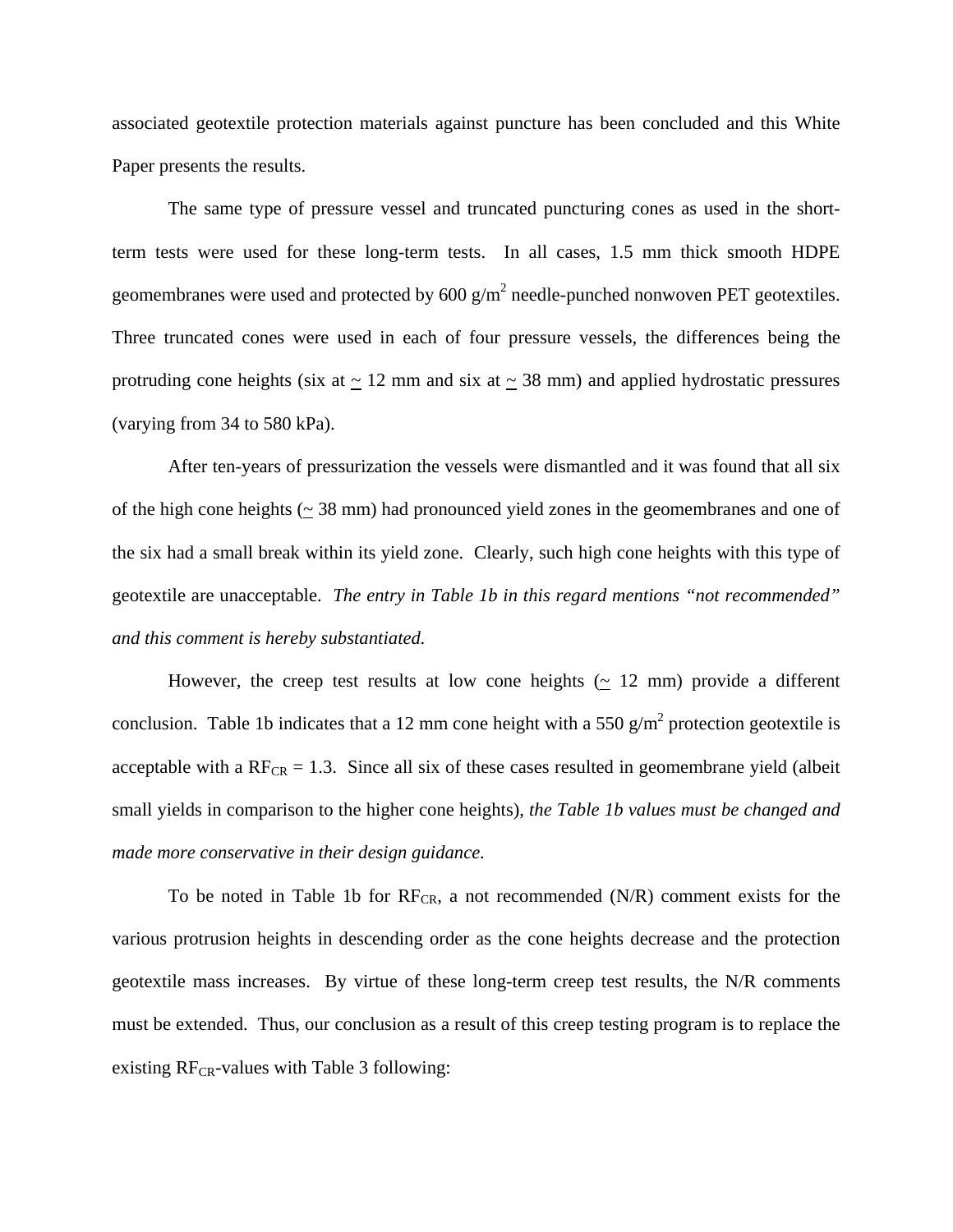associated geotextile protection materials against puncture has been concluded and this White Paper presents the results.

The same type of pressure vessel and truncated puncturing cones as used in the short-term tests were used for these long-term tests. In all cases, 1.5 mm thick smooth HDPE geomembranes were used and protected by 600 g/m$^2$ needle-punched nonwoven PET geotextiles. Three truncated cones were used in each of four pressure vessels, the differences being the protruding cone heights (six at ~ 12 mm and six at ~ 38 mm) and applied hydrostatic pressures (varying from 34 to 580 kPa).

After ten-years of pressurization the vessels were dismantled and it was found that all six of the high cone heights (~ 38 mm) had pronounced yield zones in the geomembranes and one of the six had a small break within its yield zone. Clearly, such high cone heights with this type of geotextile are unacceptable. *The entry in Table 1b in this regard mentions "not recommended" and this comment is hereby substantiated.*

However, the creep test results at low cone heights (~ 12 mm) provide a different conclusion. Table 1b indicates that a 12 mm cone height with a 550 g/m$^2$ protection geotextile is acceptable with a $RF_{CR}$ = 1.3. Since all six of these cases resulted in geomembrane yield (albeit small yields in comparison to the higher cone heights), *the Table 1b values must be changed and made more conservative in their design guidance.*

To be noted in Table 1b for $RF_{CR}$, a not recommended (N/R) comment exists for the various protrusion heights in descending order as the cone heights decrease and the protection geotextile mass increases. By virtue of these long-term creep test results, the N/R comments must be extended. Thus, our conclusion as a result of this creep testing program is to replace the existing $RF_{CR}$-values with Table 3 following: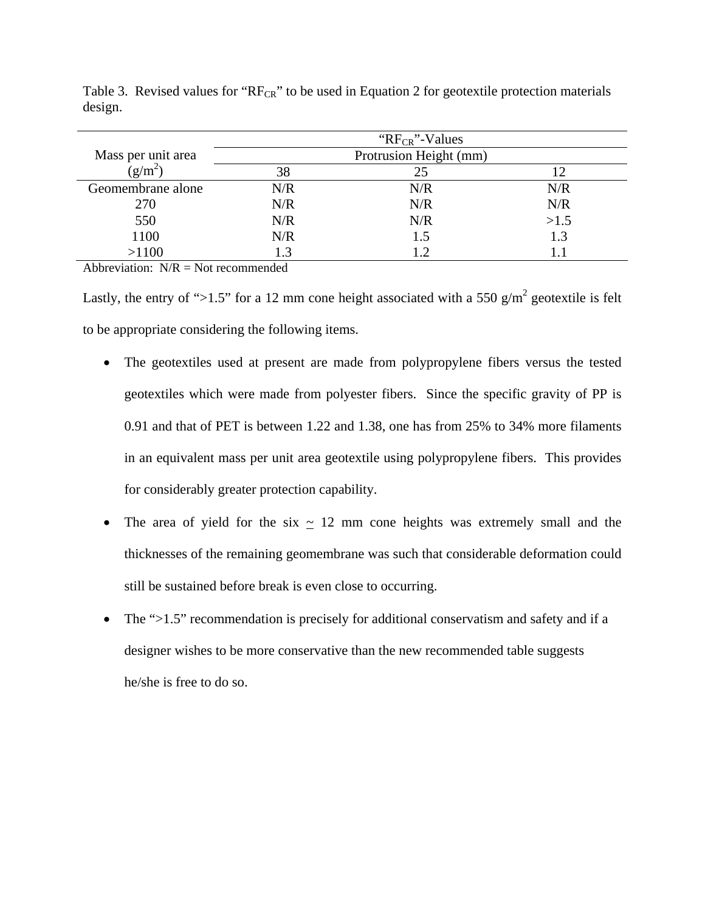Table 3. Revised values for "$RF_{CR}$" to be used in Equation 2 for geotextile protection materials design.

| Mass per unit area ($g/m^2$) | "$RF_{CR}$"-Values | | |
|---|---|---|---|
| | Protrusion Height (mm) | | |
| | 38 | 25 | 12 |
| Geomembrane alone | N/R | N/R | N/R |
| 270 | N/R | N/R | N/R |
| 550 | N/R | N/R | >1.5 |
| 1100 | N/R | 1.5 | 1.3 |
| >1100 | 1.3 | 1.2 | 1.1 |

Abbreviation: N/R = Not recommended

Lastly, the entry of ">1.5" for a 12 mm cone height associated with a 550 $g/m^2$ geotextile is felt to be appropriate considering the following items.

- The geotextiles used at present are made from polypropylene fibers versus the tested geotextiles which were made from polyester fibers. Since the specific gravity of PP is 0.91 and that of PET is between 1.22 and 1.38, one has from 25% to 34% more filaments in an equivalent mass per unit area geotextile using polypropylene fibers. This provides for considerably greater protection capability.
- The area of yield for the six ~ 12 mm cone heights was extremely small and the thicknesses of the remaining geomembrane was such that considerable deformation could still be sustained before break is even close to occurring.
- The ">1.5" recommendation is precisely for additional conservatism and safety and if a designer wishes to be more conservative than the new recommended table suggests he/she is free to do so.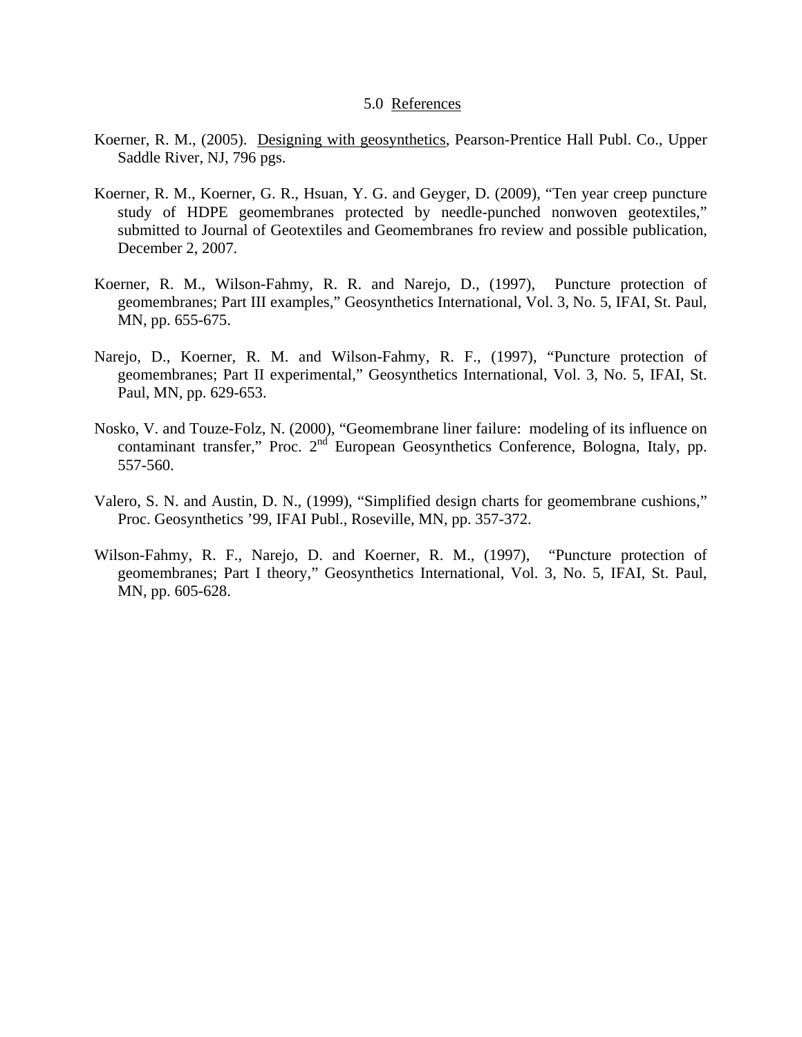## 5.0 References

Koerner, R. M., (2005). Designing with geosynthetics, Pearson-Prentice Hall Publ. Co., Upper Saddle River, NJ, 796 pgs.

Koerner, R. M., Koerner, G. R., Hsuan, Y. G. and Geyger, D. (2009), "Ten year creep puncture study of HDPE geomembranes protected by needle-punched nonwoven geotextiles," submitted to Journal of Geotextiles and Geomembranes fro review and possible publication, December 2, 2007.

Koerner, R. M., Wilson-Fahmy, R. R. and Narejo, D., (1997), Puncture protection of geomembranes; Part III examples," Geosynthetics International, Vol. 3, No. 5, IFAI, St. Paul, MN, pp. 655-675.

Narejo, D., Koerner, R. M. and Wilson-Fahmy, R. F., (1997), "Puncture protection of geomembranes; Part II experimental," Geosynthetics International, Vol. 3, No. 5, IFAI, St. Paul, MN, pp. 629-653.

Nosko, V. and Touze-Folz, N. (2000), "Geomembrane liner failure: modeling of its influence on contaminant transfer," Proc. 2nd European Geosynthetics Conference, Bologna, Italy, pp. 557-560.

Valero, S. N. and Austin, D. N., (1999), "Simplified design charts for geomembrane cushions," Proc. Geosynthetics '99, IFAI Publ., Roseville, MN, pp. 357-372.

Wilson-Fahmy, R. F., Narejo, D. and Koerner, R. M., (1997), "Puncture protection of geomembranes; Part I theory," Geosynthetics International, Vol. 3, No. 5, IFAI, St. Paul, MN, pp. 605-628.